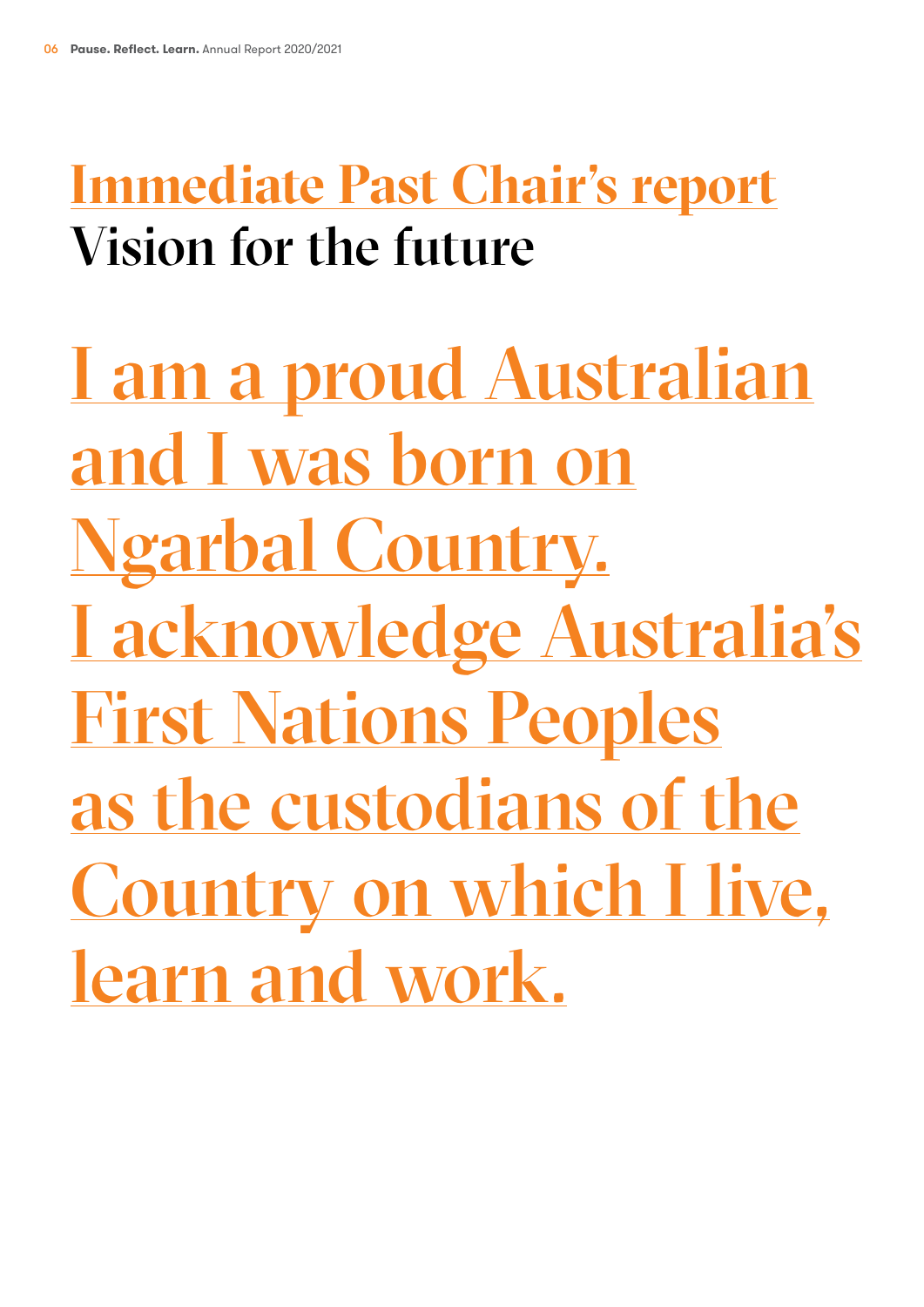# Immediate Past Chair's report

## Vision for the future

I am a proud Australian and I was born on Ngarbal Country. I acknowledge Australia's First Nations Peoples as the custodians of the Country on which I live, learn and work.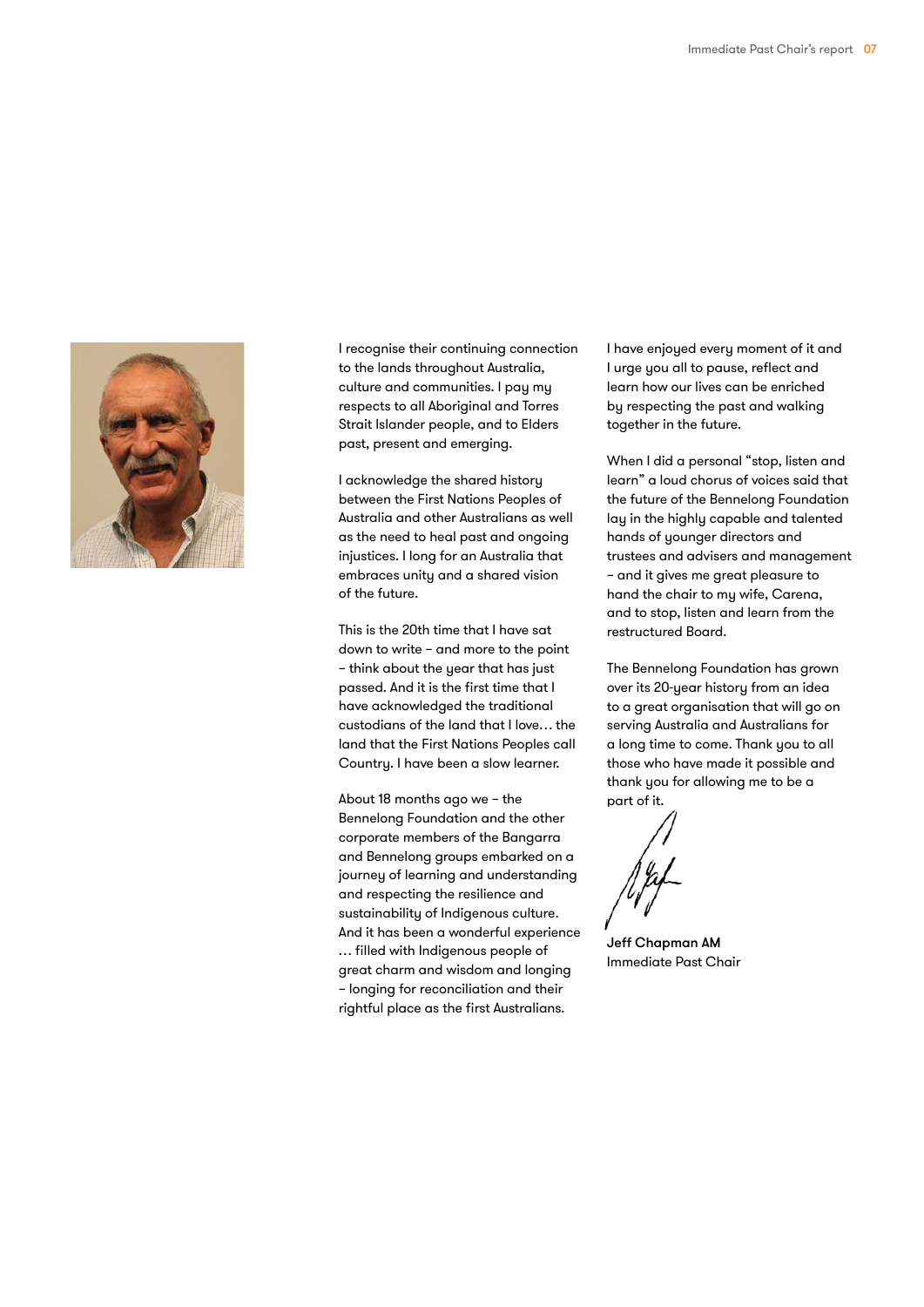I recognise their continuing connection to the lands throughout Australia, culture and communities. I pay my respects to all Aboriginal and Torres Strait Islander people, and to Elders past, present and emerging.

I acknowledge the shared history between the First Nations Peoples of Australia and other Australians as well as the need to heal past and ongoing injustices. I long for an Australia that embraces unity and a shared vision of the future.

This is the 20th time that I have sat down to write – and more to the point – think about the year that has just passed. And it is the first time that I have acknowledged the traditional custodians of the land that I love… the land that the First Nations Peoples call Country. I have been a slow learner.

About 18 months ago we – the Bennelong Foundation and the other corporate members of the Bangarra and Bennelong groups embarked on a journey of learning and understanding and respecting the resilience and sustainability of Indigenous culture. And it has been a wonderful experience … filled with Indigenous people of great charm and wisdom and longing – longing for reconciliation and their rightful place as the first Australians.

I have enjoyed every moment of it and I urge you all to pause, reflect and learn how our lives can be enriched by respecting the past and walking together in the future.

When I did a personal "stop, listen and learn" a loud chorus of voices said that the future of the Bennelong Foundation lay in the highly capable and talented hands of younger directors and trustees and advisers and management – and it gives me great pleasure to hand the chair to my wife, Carena, and to stop, listen and learn from the restructured Board.

The Bennelong Foundation has grown over its 20-year history from an idea to a great organisation that will go on serving Australia and Australians for a long time to come. Thank you to all those who have made it possible and thank you for allowing me to be a part of it.

**Jeff Chapman AM**
Immediate Past Chair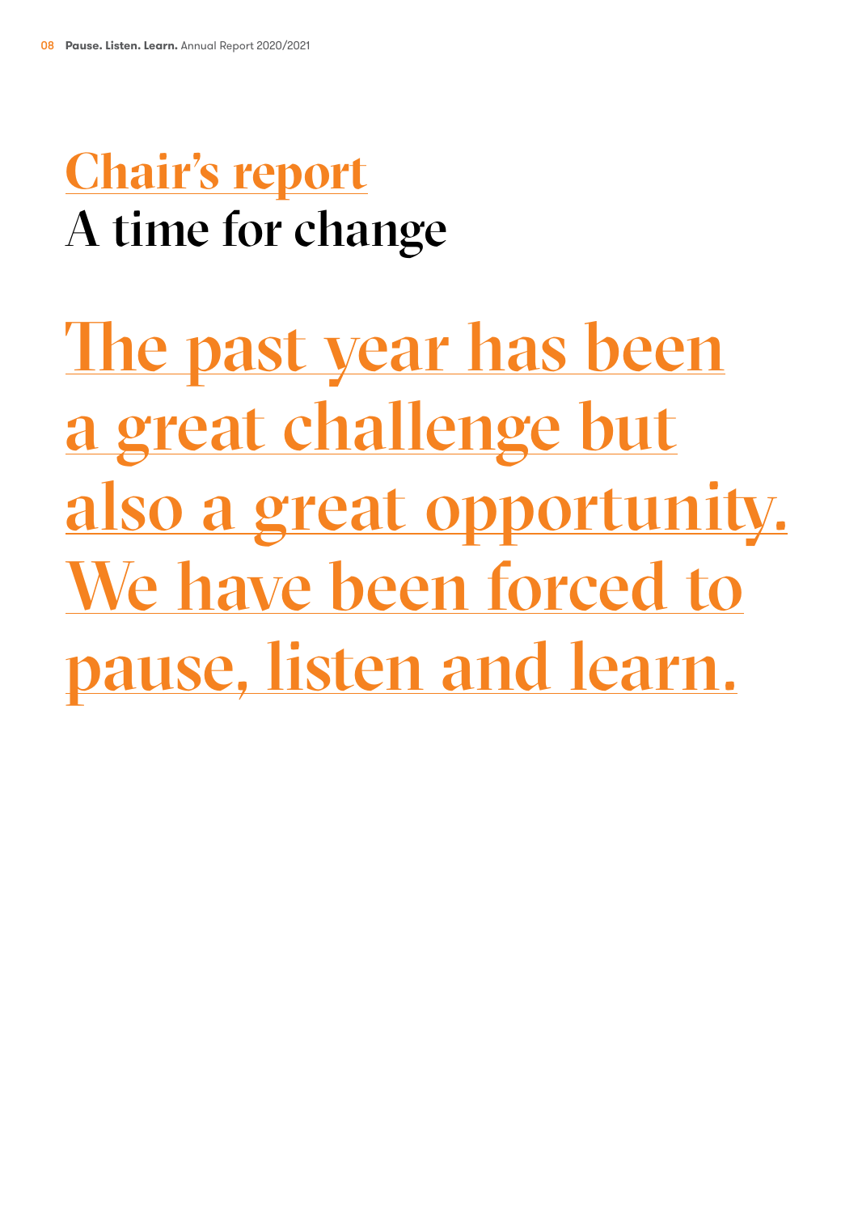# Chair's report
## A time for change

**The past year has been a great challenge but also a great opportunity. We have been forced to pause, listen and learn.**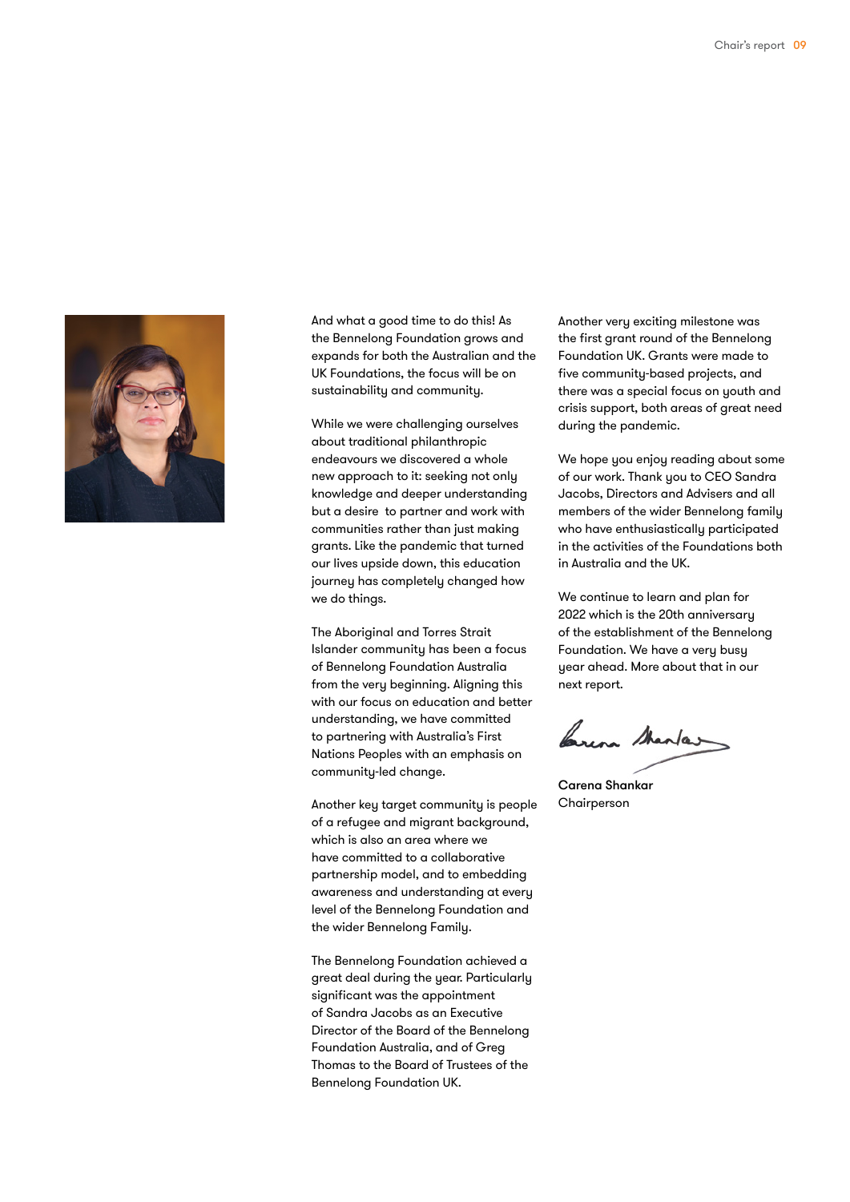And what a good time to do this! As the Bennelong Foundation grows and expands for both the Australian and the UK Foundations, the focus will be on sustainability and community.

While we were challenging ourselves about traditional philanthropic endeavours we discovered a whole new approach to it: seeking not only knowledge and deeper understanding but a desire to partner and work with communities rather than just making grants. Like the pandemic that turned our lives upside down, this education journey has completely changed how we do things.

The Aboriginal and Torres Strait Islander community has been a focus of Bennelong Foundation Australia from the very beginning. Aligning this with our focus on education and better understanding, we have committed to partnering with Australia's First Nations Peoples with an emphasis on community-led change.

Another key target community is people of a refugee and migrant background, which is also an area where we have committed to a collaborative partnership model, and to embedding awareness and understanding at every level of the Bennelong Foundation and the wider Bennelong Family.

The Bennelong Foundation achieved a great deal during the year. Particularly significant was the appointment of Sandra Jacobs as an Executive Director of the Board of the Bennelong Foundation Australia, and of Greg Thomas to the Board of Trustees of the Bennelong Foundation UK.

Another very exciting milestone was the first grant round of the Bennelong Foundation UK. Grants were made to five community-based projects, and there was a special focus on youth and crisis support, both areas of great need during the pandemic.

We hope you enjoy reading about some of our work. Thank you to CEO Sandra Jacobs, Directors and Advisers and all members of the wider Bennelong family who have enthusiastically participated in the activities of the Foundations both in Australia and the UK.

We continue to learn and plan for 2022 which is the 20th anniversary of the establishment of the Bennelong Foundation. We have a very busy year ahead. More about that in our next report.

**Carena Shankar**
Chairperson